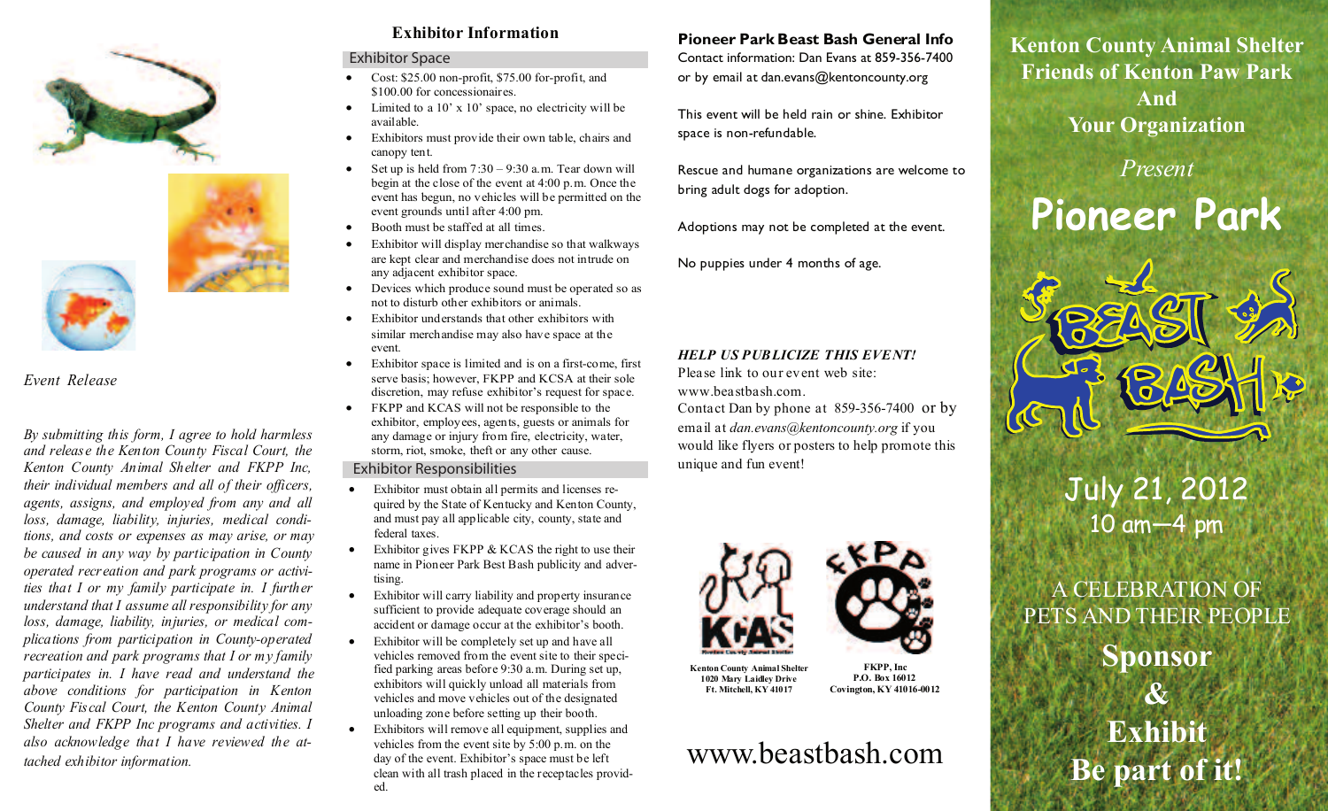*Event Release*

*By submitting this form, I agree to hold harmless and release the Kenton County Fiscal Court, the Kenton County Animal Shelter and FKPP Inc, their individual members and all of their officers, agents, assigns, and employed from any and all loss, damage, liability, injuries, medical conditions, and costs or expenses as may arise, or may be caused in any way by participation in County operated recreation and park programs or activities that I or my family participate in. I further understand that I assume all responsibility for any loss, damage, liability, injuries, or medical complications from participation in County-operated recreation and park programs that I or my family participates in. I have read and understand the above conditions for participation in Kenton County Fiscal Court, the Kenton County Animal Shelter and FKPP Inc programs and activities. I also acknowledge that I have reviewed the attached exhibitor information.*

## Exhibitor Information

### Exhibitor Space

- Cost: $25.00 non-profit, $75.00 for-profit, and $100.00 for concessionaires.
- Limited to a 10' x 10' space, no electricity will be available.
- Exhibitors must provide their own table, chairs and canopy tent.
- Set up is held from 7:30 – 9:30 a.m. Tear down will begin at the close of the event at 4:00 p.m. Once the event has begun, no vehicles will be permitted on the event grounds until after 4:00 pm.
- Booth must be staffed at all times.
- Exhibitor will display merchandise so that walkways are kept clear and merchandise does not intrude on any adjacent exhibitor space.
- Devices which produce sound must be operated so as not to disturb other exhibitors or animals.
- Exhibitor understands that other exhibitors with similar merchandise may also have space at the event.
- Exhibitor space is limited and is on a first-come, first serve basis; however, FKPP and KCSA at their sole discretion, may refuse exhibitor's request for space.
- FKPP and KCAS will not be responsible to the exhibitor, employees, agents, guests or animals for any damage or injury from fire, electricity, water, storm, riot, smoke, theft or any other cause.

### Exhibitor Responsibilities

- Exhibitor must obtain all permits and licenses required by the State of Kentucky and Kenton County, and must pay all applicable city, county, state and federal taxes.
- Exhibitor gives FKPP & KCAS the right to use their name in Pioneer Park Best Bash publicity and advertising.
- Exhibitor will carry liability and property insurance sufficient to provide adequate coverage should an accident or damage occur at the exhibitor's booth.
- Exhibitor will be completely set up and have all vehicles removed from the event site to their specified parking areas before 9:30 a.m. During set up, exhibitors will quickly unload all materials from vehicles and move vehicles out of the designated unloading zone before setting up their booth.
- Exhibitors will remove all equipment, supplies and vehicles from the event site by 5:00 p.m. on the day of the event. Exhibitor's space must be left clean with all trash placed in the receptacles provided.

## Pioneer Park Beast Bash General Info

Contact information: Dan Evans at 859-356-7400 or by email at dan.evans@kentoncounty.org

This event will be held rain or shine. Exhibitor space is non-refundable.

Rescue and humane organizations are welcome to bring adult dogs for adoption.

Adoptions may not be completed at the event.

No puppies under 4 months of age.

***HELP US PUBLICIZE THIS EVENT!***

Please link to our event web site: www.beastbash.com.
Contact Dan by phone at 859-356-7400 or by email at *dan.evans@kentoncounty.org* if you would like flyers or posters to help promote this unique and fun event!

**Kenton County Animal Shelter**
**1020 Mary Laidley Drive**
**Ft. Mitchell, KY 41017**

**FKPP, Inc**
**P.O. Box 16012**
**Covington, KY 41016-0012**

www.beastbash.com

**Kenton County Animal Shelter**
**Friends of Kenton Paw Park**
**And**
**Your Organization**

*Present*

# Pioneer Park Beast Bash

July 21, 2012
10 am—4 pm

A CELEBRATION OF PETS AND THEIR PEOPLE

**Sponsor**
**&**
**Exhibit**
**Be part of it!**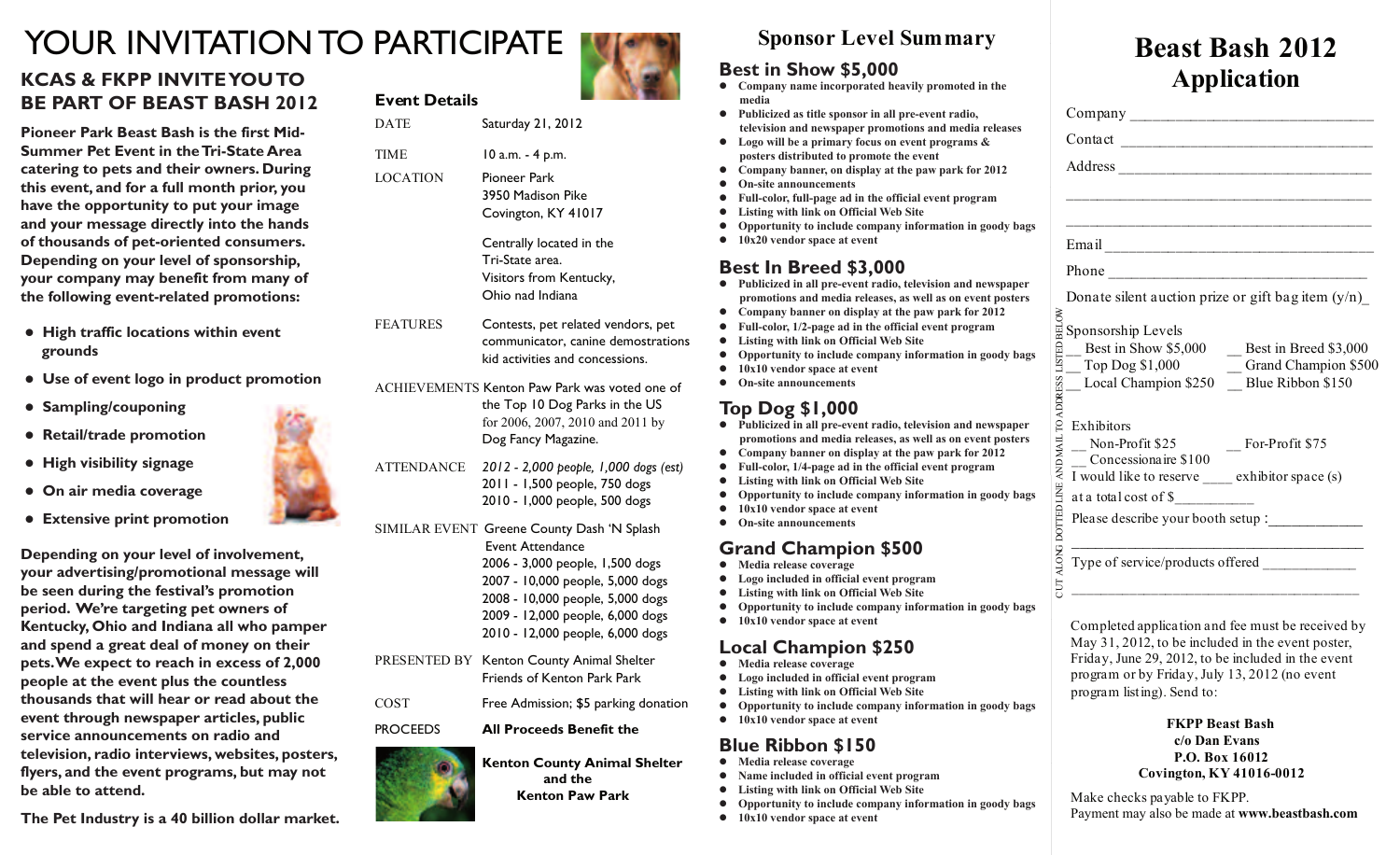# YOUR INVITATION TO PARTICIPATE

## KCAS & FKPP INVITE YOU TO BE PART OF BEAST BASH 2012

**Pioneer Park Beast Bash is the first Mid-Summer Pet Event in the Tri-State Area catering to pets and their owners. During this event, and for a full month prior, you have the opportunity to put your image and your message directly into the hands of thousands of pet-oriented consumers. Depending on your level of sponsorship, your company may benefit from many of the following event-related promotions:**

- **High traffic locations within event grounds**
- **Use of event logo in product promotion**
- **Sampling/couponing**
- **Retail/trade promotion**
- **High visibility signage**
- **On air media coverage**
- **Extensive print promotion**

**Depending on your level of involvement, your advertising/promotional message will be seen during the festival's promotion period. We're targeting pet owners of Kentucky, Ohio and Indiana all who pamper and spend a great deal of money on their pets. We expect to reach in excess of 2,000 people at the event plus the countless thousands that will hear or read about the event through newspaper articles, public service announcements on radio and television, radio interviews, websites, posters, flyers, and the event programs, but may not be able to attend.**

**The Pet Industry is a 40 billion dollar market.**

### Event Details

| | |
|---|---|
| DATE | Saturday 21, 2012 |
| TIME | 10 a.m. - 4 p.m. |
| LOCATION | Pioneer Park<br>3950 Madison Pike<br>Covington, KY 41017<br><br>Centrally located in the Tri-State area.<br>Visitors from Kentucky, Ohio nad Indiana |
| FEATURES | Contests, pet related vendors, pet communicator, canine demostrations kid activities and concessions. |
| ACHIEVEMENTS | Kenton Paw Park was voted one of the Top 10 Dog Parks in the US for 2006, 2007, 2010 and 2011 by Dog Fancy Magazine. |
| ATTENDANCE | *2012 - 2,000 people, 1,000 dogs (est)*<br>2011 - 1,500 people, 750 dogs<br>2010 - 1,000 people, 500 dogs |
| SIMILAR EVENT | Greene County Dash 'N Splash Event Attendance<br>2006 - 3,000 people, 1,500 dogs<br>2007 - 10,000 people, 5,000 dogs<br>2008 - 10,000 people, 5,000 dogs<br>2009 - 12,000 people, 6,000 dogs<br>2010 - 12,000 people, 6,000 dogs |
| PRESENTED BY | Kenton County Animal Shelter<br>Friends of Kenton Park Park |
| COST | Free Admission; $5 parking donation |
| PROCEEDS | **All Proceeds Benefit the** |

**Kenton County Animal Shelter and the Kenton Paw Park**

## Sponsor Level Summary

### Best in Show $5,000
- Company name incorporated heavily promoted in the media
- Publicized as title sponsor in all pre-event radio, television and newspaper promotions and media releases
- Logo will be a primary focus on event programs & posters distributed to promote the event
- Company banner, on display at the paw park for 2012
- On-site announcements
- Full-color, full-page ad in the official event program
- Listing with link on Official Web Site
- Opportunity to include company information in goody bags
- 10x20 vendor space at event

### Best In Breed $3,000
- Publicized in all pre-event radio, television and newspaper promotions and media releases, as well as on event posters
- Company banner on display at the paw park for 2012
- Full-color, 1/2-page ad in the official event program
- Listing with link on Official Web Site
- Opportunity to include company information in goody bags
- 10x10 vendor space at event
- On-site announcements

### Top Dog $1,000
- Publicized in all pre-event radio, television and newspaper promotions and media releases, as well as on event posters
- Company banner on display at the paw park for 2012
- Full-color, 1/4-page ad in the official event program
- Listing with link on Official Web Site
- Opportunity to include company information in goody bags
- 10x10 vendor space at event
- On-site announcements

### Grand Champion $500
- Media release coverage
- Logo included in official event program
- Listing with link on Official Web Site
- Opportunity to include company information in goody bags
- 10x10 vendor space at event

### Local Champion $250
- Media release coverage
- Logo included in official event program
- Listing with link on Official Web Site
- Opportunity to include company information in goody bags
- 10x10 vendor space at event

### Blue Ribbon $150
- Media release coverage
- Name included in official event program
- Listing with link on Official Web Site
- Opportunity to include company information in goody bags
- 10x10 vendor space at event

CUT ALONG DOTTED LINE AND MAIL TO ADDRESS LISTED BELOW

# Beast Bash 2012 Application

Company ______________________________

Contact ______________________________

Address ______________________________

______________________________

______________________________

Email ______________________________

Phone ______________________________

Donate silent auction prize or gift bag item (y/n)_

Sponsorship Levels

__ Best in Show $5,000 __ Best in Breed $3,000
__ Top Dog $1,000 __ Grand Champion $500
__ Local Champion $250 __ Blue Ribbon $150

Exhibitors

__ Non-Profit $25 __ For-Profit $75
__ Concessionaire $100

I would like to reserve ____ exhibitor space (s) at a total cost of $__________

Please describe your booth setup :____________

______________________________

Type of service/products offered ____________

______________________________

Completed application and fee must be received by May 31, 2012, to be included in the event poster, Friday, June 29, 2012, to be included in the event program or by Friday, July 13, 2012 (no event program listing). Send to:

**FKPP Beast Bash**
**c/o Dan Evans**
**P.O. Box 16012**
**Covington, KY 41016-0012**

Make checks payable to FKPP.
Payment may also be made at **www.beastbash.com**